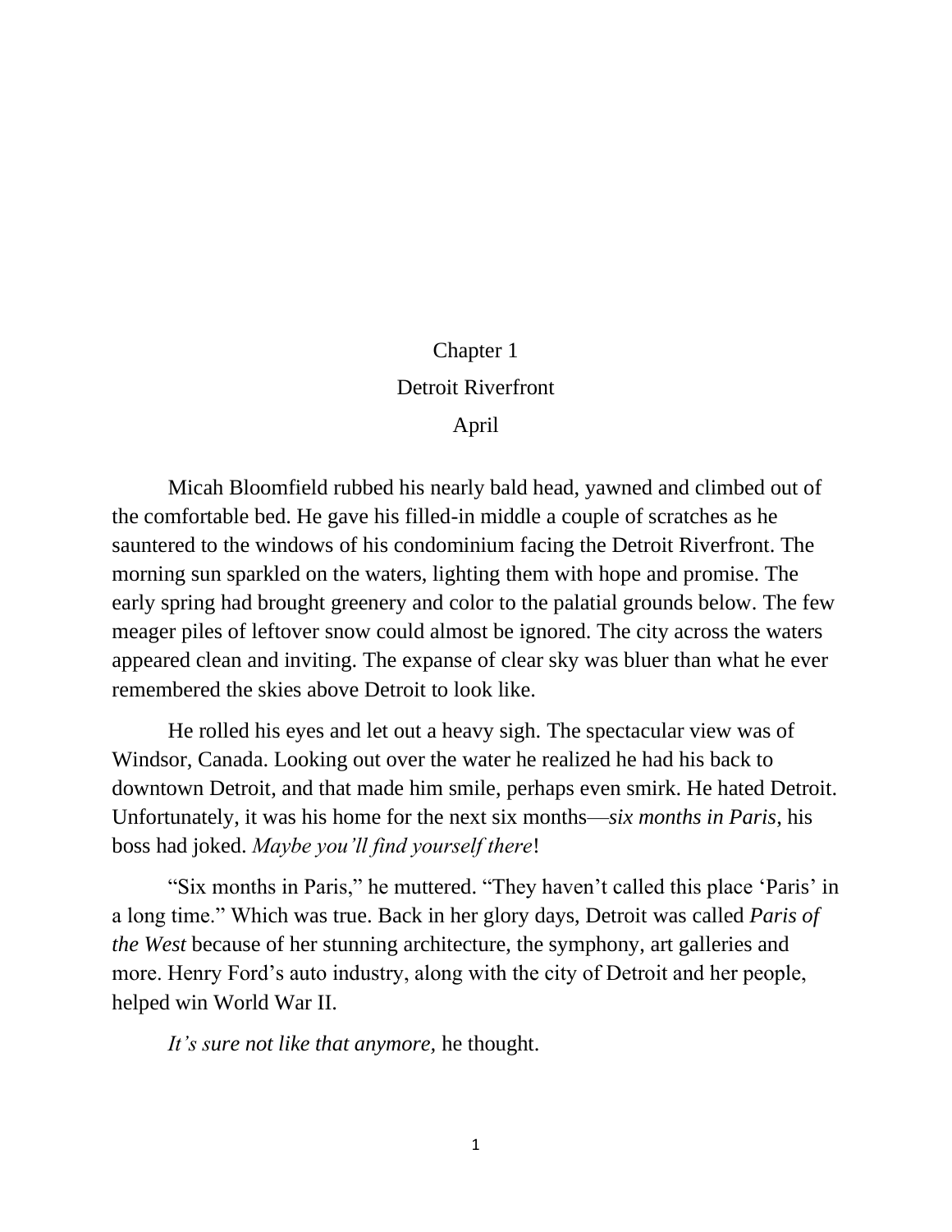# Chapter 1

## Detroit Riverfront

### April

Micah Bloomfield rubbed his nearly bald head, yawned and climbed out of the comfortable bed. He gave his filled-in middle a couple of scratches as he sauntered to the windows of his condominium facing the Detroit Riverfront. The morning sun sparkled on the waters, lighting them with hope and promise. The early spring had brought greenery and color to the palatial grounds below. The few meager piles of leftover snow could almost be ignored. The city across the waters appeared clean and inviting. The expanse of clear sky was bluer than what he ever remembered the skies above Detroit to look like.

He rolled his eyes and let out a heavy sigh. The spectacular view was of Windsor, Canada. Looking out over the water he realized he had his back to downtown Detroit, and that made him smile, perhaps even smirk. He hated Detroit. Unfortunately, it was his home for the next six months—*six months in Paris,* his boss had joked. *Maybe you'll find yourself there*!

"Six months in Paris," he muttered. "They haven't called this place 'Paris' in a long time." Which was true. Back in her glory days, Detroit was called *Paris of the West* because of her stunning architecture, the symphony, art galleries and more. Henry Ford's auto industry, along with the city of Detroit and her people, helped win World War II.

*It's sure not like that anymore,* he thought.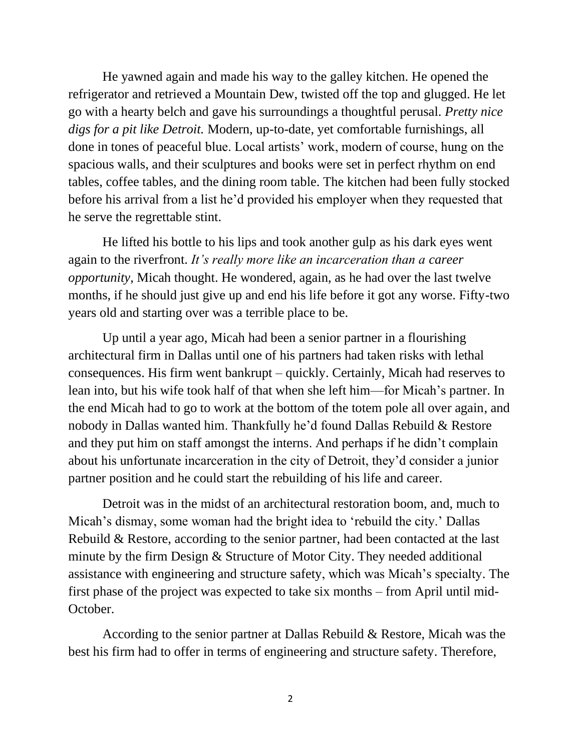He yawned again and made his way to the galley kitchen. He opened the refrigerator and retrieved a Mountain Dew, twisted off the top and glugged. He let go with a hearty belch and gave his surroundings a thoughtful perusal. *Pretty nice digs for a pit like Detroit.* Modern, up-to-date, yet comfortable furnishings, all done in tones of peaceful blue. Local artists' work, modern of course, hung on the spacious walls, and their sculptures and books were set in perfect rhythm on end tables, coffee tables, and the dining room table. The kitchen had been fully stocked before his arrival from a list he'd provided his employer when they requested that he serve the regrettable stint.

He lifted his bottle to his lips and took another gulp as his dark eyes went again to the riverfront. *It's really more like an incarceration than a career opportunity*, Micah thought. He wondered, again, as he had over the last twelve months, if he should just give up and end his life before it got any worse. Fifty-two years old and starting over was a terrible place to be.

Up until a year ago, Micah had been a senior partner in a flourishing architectural firm in Dallas until one of his partners had taken risks with lethal consequences. His firm went bankrupt – quickly. Certainly, Micah had reserves to lean into, but his wife took half of that when she left him—for Micah's partner. In the end Micah had to go to work at the bottom of the totem pole all over again, and nobody in Dallas wanted him. Thankfully he'd found Dallas Rebuild & Restore and they put him on staff amongst the interns. And perhaps if he didn't complain about his unfortunate incarceration in the city of Detroit, they'd consider a junior partner position and he could start the rebuilding of his life and career.

Detroit was in the midst of an architectural restoration boom, and, much to Micah's dismay, some woman had the bright idea to 'rebuild the city.' Dallas Rebuild & Restore, according to the senior partner, had been contacted at the last minute by the firm Design & Structure of Motor City. They needed additional assistance with engineering and structure safety, which was Micah's specialty. The first phase of the project was expected to take six months – from April until mid-October.

According to the senior partner at Dallas Rebuild & Restore, Micah was the best his firm had to offer in terms of engineering and structure safety. Therefore,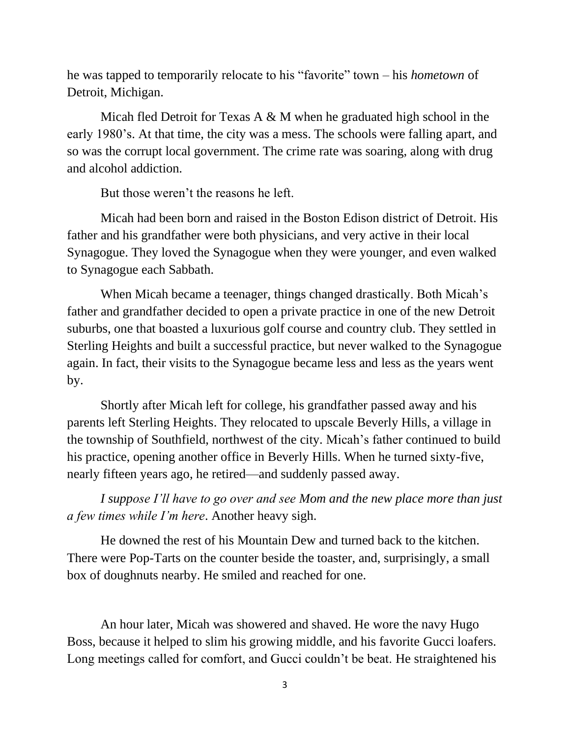he was tapped to temporarily relocate to his "favorite" town – his *hometown* of Detroit, Michigan.

Micah fled Detroit for Texas A & M when he graduated high school in the early 1980's. At that time, the city was a mess. The schools were falling apart, and so was the corrupt local government. The crime rate was soaring, along with drug and alcohol addiction.

But those weren't the reasons he left.

Micah had been born and raised in the Boston Edison district of Detroit. His father and his grandfather were both physicians, and very active in their local Synagogue. They loved the Synagogue when they were younger, and even walked to Synagogue each Sabbath.

When Micah became a teenager, things changed drastically. Both Micah's father and grandfather decided to open a private practice in one of the new Detroit suburbs, one that boasted a luxurious golf course and country club. They settled in Sterling Heights and built a successful practice, but never walked to the Synagogue again. In fact, their visits to the Synagogue became less and less as the years went by.

Shortly after Micah left for college, his grandfather passed away and his parents left Sterling Heights. They relocated to upscale Beverly Hills, a village in the township of Southfield, northwest of the city. Micah's father continued to build his practice, opening another office in Beverly Hills. When he turned sixty-five, nearly fifteen years ago, he retired—and suddenly passed away.

*I suppose I'll have to go over and see Mom and the new place more than just a few times while I'm here*. Another heavy sigh.

He downed the rest of his Mountain Dew and turned back to the kitchen. There were Pop-Tarts on the counter beside the toaster, and, surprisingly, a small box of doughnuts nearby. He smiled and reached for one.

An hour later, Micah was showered and shaved. He wore the navy Hugo Boss, because it helped to slim his growing middle, and his favorite Gucci loafers. Long meetings called for comfort, and Gucci couldn't be beat. He straightened his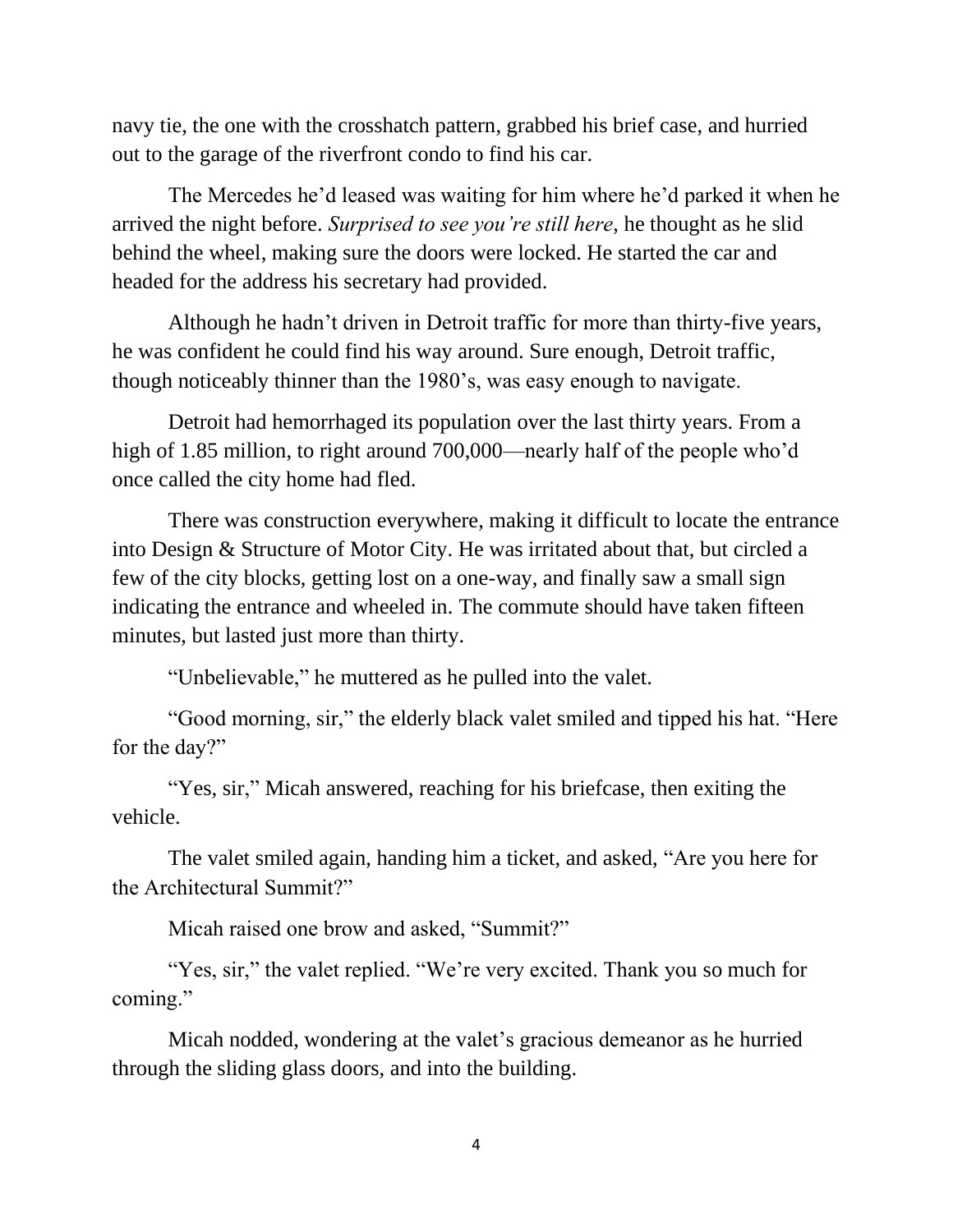navy tie, the one with the crosshatch pattern, grabbed his brief case, and hurried out to the garage of the riverfront condo to find his car.

The Mercedes he'd leased was waiting for him where he'd parked it when he arrived the night before. *Surprised to see you're still here*, he thought as he slid behind the wheel, making sure the doors were locked. He started the car and headed for the address his secretary had provided.

Although he hadn't driven in Detroit traffic for more than thirty-five years, he was confident he could find his way around. Sure enough, Detroit traffic, though noticeably thinner than the 1980's, was easy enough to navigate.

Detroit had hemorrhaged its population over the last thirty years. From a high of 1.85 million, to right around 700,000—nearly half of the people who'd once called the city home had fled.

There was construction everywhere, making it difficult to locate the entrance into Design & Structure of Motor City. He was irritated about that, but circled a few of the city blocks, getting lost on a one-way, and finally saw a small sign indicating the entrance and wheeled in. The commute should have taken fifteen minutes, but lasted just more than thirty.

"Unbelievable," he muttered as he pulled into the valet.

"Good morning, sir," the elderly black valet smiled and tipped his hat. "Here for the day?"

"Yes, sir," Micah answered, reaching for his briefcase, then exiting the vehicle.

The valet smiled again, handing him a ticket, and asked, "Are you here for the Architectural Summit?"

Micah raised one brow and asked, "Summit?"

"Yes, sir," the valet replied. "We're very excited. Thank you so much for coming."

Micah nodded, wondering at the valet's gracious demeanor as he hurried through the sliding glass doors, and into the building.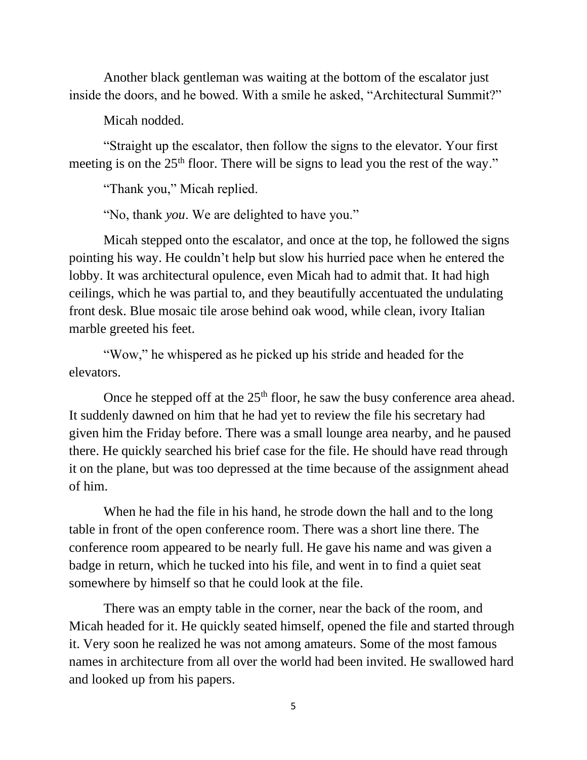Another black gentleman was waiting at the bottom of the escalator just inside the doors, and he bowed. With a smile he asked, "Architectural Summit?"

Micah nodded.

"Straight up the escalator, then follow the signs to the elevator. Your first meeting is on the 25th floor. There will be signs to lead you the rest of the way."

"Thank you," Micah replied.

"No, thank *you*. We are delighted to have you."

Micah stepped onto the escalator, and once at the top, he followed the signs pointing his way. He couldn't help but slow his hurried pace when he entered the lobby. It was architectural opulence, even Micah had to admit that. It had high ceilings, which he was partial to, and they beautifully accentuated the undulating front desk. Blue mosaic tile arose behind oak wood, while clean, ivory Italian marble greeted his feet.

"Wow," he whispered as he picked up his stride and headed for the elevators.

Once he stepped off at the 25th floor, he saw the busy conference area ahead. It suddenly dawned on him that he had yet to review the file his secretary had given him the Friday before. There was a small lounge area nearby, and he paused there. He quickly searched his brief case for the file. He should have read through it on the plane, but was too depressed at the time because of the assignment ahead of him.

When he had the file in his hand, he strode down the hall and to the long table in front of the open conference room. There was a short line there. The conference room appeared to be nearly full. He gave his name and was given a badge in return, which he tucked into his file, and went in to find a quiet seat somewhere by himself so that he could look at the file.

There was an empty table in the corner, near the back of the room, and Micah headed for it. He quickly seated himself, opened the file and started through it. Very soon he realized he was not among amateurs. Some of the most famous names in architecture from all over the world had been invited. He swallowed hard and looked up from his papers.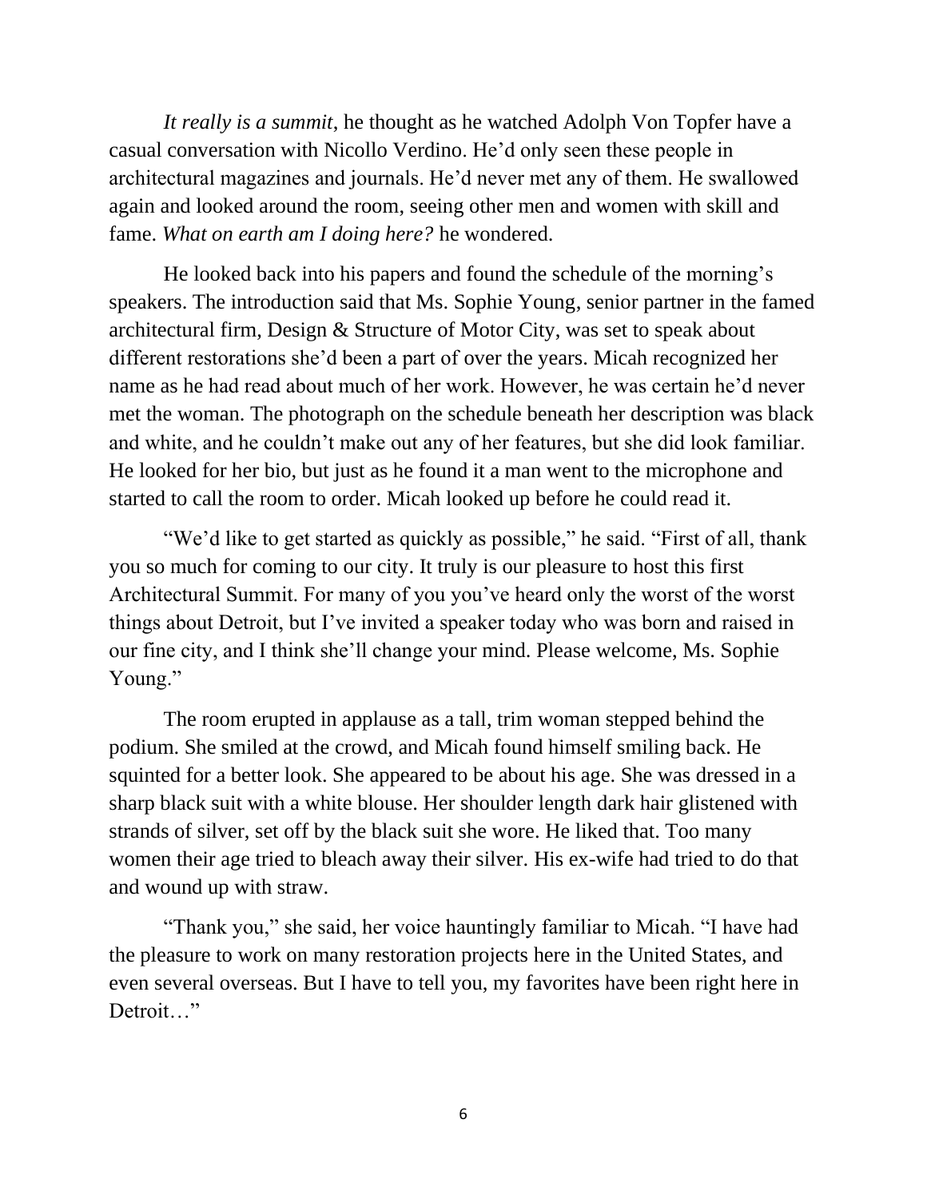*It really is a summit*, he thought as he watched Adolph Von Topfer have a casual conversation with Nicollo Verdino. He'd only seen these people in architectural magazines and journals. He'd never met any of them. He swallowed again and looked around the room, seeing other men and women with skill and fame. *What on earth am I doing here?* he wondered.

He looked back into his papers and found the schedule of the morning's speakers. The introduction said that Ms. Sophie Young, senior partner in the famed architectural firm, Design & Structure of Motor City, was set to speak about different restorations she'd been a part of over the years. Micah recognized her name as he had read about much of her work. However, he was certain he'd never met the woman. The photograph on the schedule beneath her description was black and white, and he couldn't make out any of her features, but she did look familiar. He looked for her bio, but just as he found it a man went to the microphone and started to call the room to order. Micah looked up before he could read it.

"We'd like to get started as quickly as possible," he said. "First of all, thank you so much for coming to our city. It truly is our pleasure to host this first Architectural Summit. For many of you you've heard only the worst of the worst things about Detroit, but I've invited a speaker today who was born and raised in our fine city, and I think she'll change your mind. Please welcome, Ms. Sophie Young."

The room erupted in applause as a tall, trim woman stepped behind the podium. She smiled at the crowd, and Micah found himself smiling back. He squinted for a better look. She appeared to be about his age. She was dressed in a sharp black suit with a white blouse. Her shoulder length dark hair glistened with strands of silver, set off by the black suit she wore. He liked that. Too many women their age tried to bleach away their silver. His ex-wife had tried to do that and wound up with straw.

"Thank you," she said, her voice hauntingly familiar to Micah. "I have had the pleasure to work on many restoration projects here in the United States, and even several overseas. But I have to tell you, my favorites have been right here in Detroit…"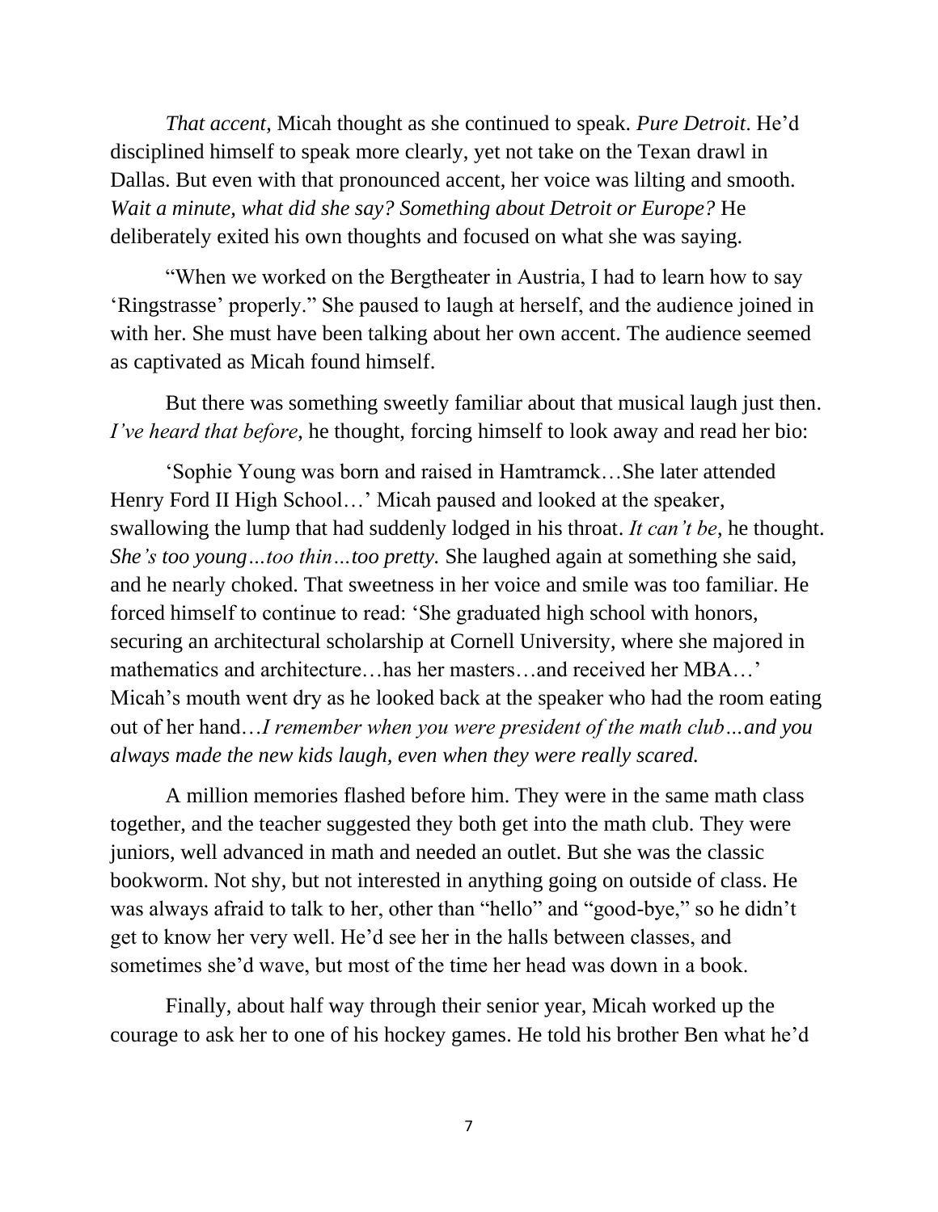*That accent*, Micah thought as she continued to speak. *Pure Detroit*. He'd disciplined himself to speak more clearly, yet not take on the Texan drawl in Dallas. But even with that pronounced accent, her voice was lilting and smooth. *Wait a minute, what did she say? Something about Detroit or Europe?* He deliberately exited his own thoughts and focused on what she was saying.

"When we worked on the Bergtheater in Austria, I had to learn how to say 'Ringstrasse' properly." She paused to laugh at herself, and the audience joined in with her. She must have been talking about her own accent. The audience seemed as captivated as Micah found himself.

But there was something sweetly familiar about that musical laugh just then. *I've heard that before,* he thought, forcing himself to look away and read her bio:

'Sophie Young was born and raised in Hamtramck…She later attended Henry Ford II High School…' Micah paused and looked at the speaker, swallowing the lump that had suddenly lodged in his throat. *It can't be,* he thought. *She's too young…too thin…too pretty.* She laughed again at something she said, and he nearly choked. That sweetness in her voice and smile was too familiar. He forced himself to continue to read: 'She graduated high school with honors, securing an architectural scholarship at Cornell University, where she majored in mathematics and architecture…has her masters…and received her MBA…' Micah's mouth went dry as he looked back at the speaker who had the room eating out of her hand…*I remember when you were president of the math club…and you always made the new kids laugh, even when they were really scared.*

A million memories flashed before him. They were in the same math class together, and the teacher suggested they both get into the math club. They were juniors, well advanced in math and needed an outlet. But she was the classic bookworm. Not shy, but not interested in anything going on outside of class. He was always afraid to talk to her, other than "hello" and "good-bye," so he didn't get to know her very well. He'd see her in the halls between classes, and sometimes she'd wave, but most of the time her head was down in a book.

Finally, about half way through their senior year, Micah worked up the courage to ask her to one of his hockey games. He told his brother Ben what he'd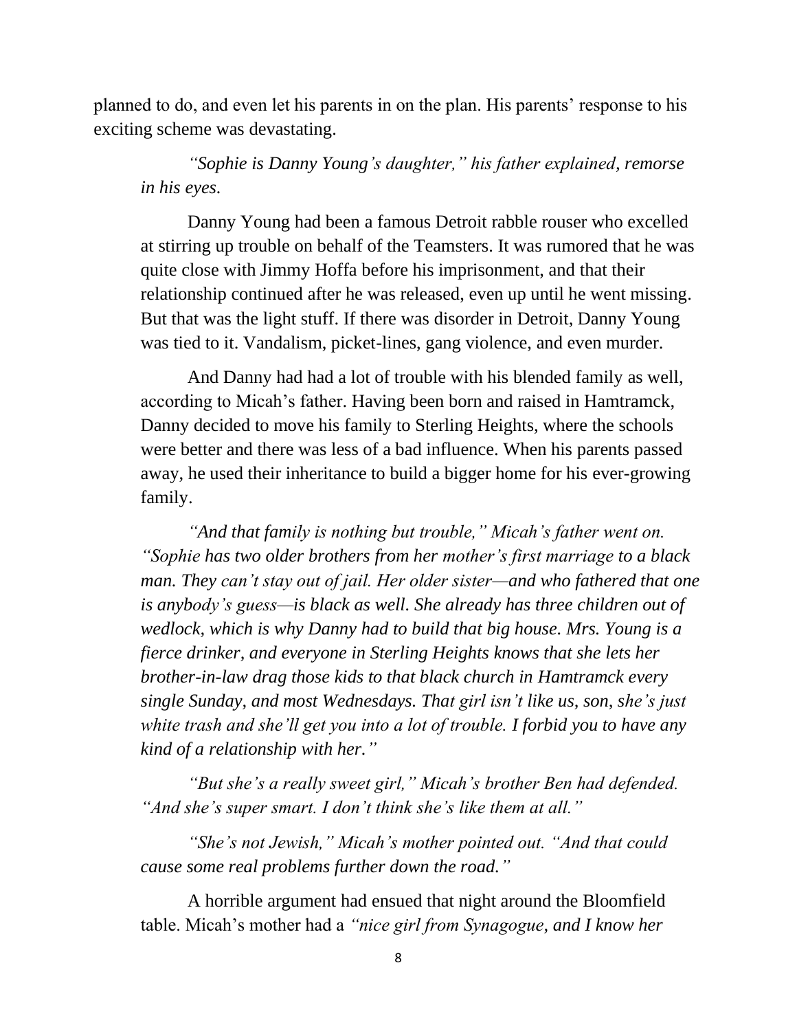planned to do, and even let his parents in on the plan. His parents' response to his exciting scheme was devastating.

*"Sophie is Danny Young's daughter," his father explained, remorse in his eyes.*

Danny Young had been a famous Detroit rabble rouser who excelled at stirring up trouble on behalf of the Teamsters. It was rumored that he was quite close with Jimmy Hoffa before his imprisonment, and that their relationship continued after he was released, even up until he went missing. But that was the light stuff. If there was disorder in Detroit, Danny Young was tied to it. Vandalism, picket-lines, gang violence, and even murder.

And Danny had had a lot of trouble with his blended family as well, according to Micah's father. Having been born and raised in Hamtramck, Danny decided to move his family to Sterling Heights, where the schools were better and there was less of a bad influence. When his parents passed away, he used their inheritance to build a bigger home for his ever-growing family.

*"And that family is nothing but trouble," Micah's father went on. "Sophie has two older brothers from her mother's first marriage to a black man. They can't stay out of jail. Her older sister—and who fathered that one is anybody's guess—is black as well. She already has three children out of wedlock, which is why Danny had to build that big house. Mrs. Young is a fierce drinker, and everyone in Sterling Heights knows that she lets her brother-in-law drag those kids to that black church in Hamtramck every single Sunday, and most Wednesdays. That girl isn't like us, son, she's just white trash and she'll get you into a lot of trouble. I forbid you to have any kind of a relationship with her."*

*"But she's a really sweet girl," Micah's brother Ben had defended. "And she's super smart. I don't think she's like them at all."*

*"She's not Jewish," Micah's mother pointed out. "And that could cause some real problems further down the road."*

A horrible argument had ensued that night around the Bloomfield table. Micah's mother had a *"nice girl from Synagogue, and I know her*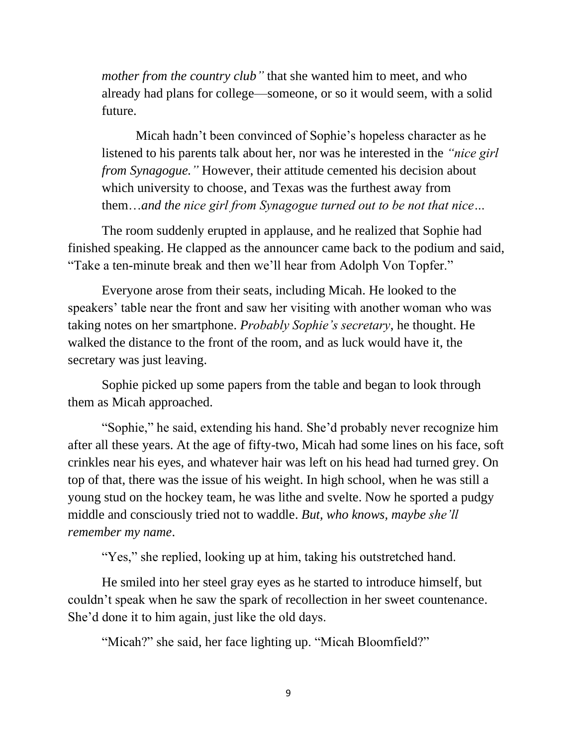*mother from the country club"* that she wanted him to meet, and who already had plans for college—someone, or so it would seem, with a solid future.

Micah hadn't been convinced of Sophie's hopeless character as he listened to his parents talk about her, nor was he interested in the *"nice girl from Synagogue."* However, their attitude cemented his decision about which university to choose, and Texas was the furthest away from them…*and the nice girl from Synagogue turned out to be not that nice…*

The room suddenly erupted in applause, and he realized that Sophie had finished speaking. He clapped as the announcer came back to the podium and said, "Take a ten-minute break and then we'll hear from Adolph Von Topfer."

Everyone arose from their seats, including Micah. He looked to the speakers' table near the front and saw her visiting with another woman who was taking notes on her smartphone. *Probably Sophie's secretary*, he thought. He walked the distance to the front of the room, and as luck would have it, the secretary was just leaving.

Sophie picked up some papers from the table and began to look through them as Micah approached.

"Sophie," he said, extending his hand. She'd probably never recognize him after all these years. At the age of fifty-two, Micah had some lines on his face, soft crinkles near his eyes, and whatever hair was left on his head had turned grey. On top of that, there was the issue of his weight. In high school, when he was still a young stud on the hockey team, he was lithe and svelte. Now he sported a pudgy middle and consciously tried not to waddle. *But, who knows, maybe she'll remember my name*.

"Yes," she replied, looking up at him, taking his outstretched hand.

He smiled into her steel gray eyes as he started to introduce himself, but couldn't speak when he saw the spark of recollection in her sweet countenance. She'd done it to him again, just like the old days.

"Micah?" she said, her face lighting up. "Micah Bloomfield?"